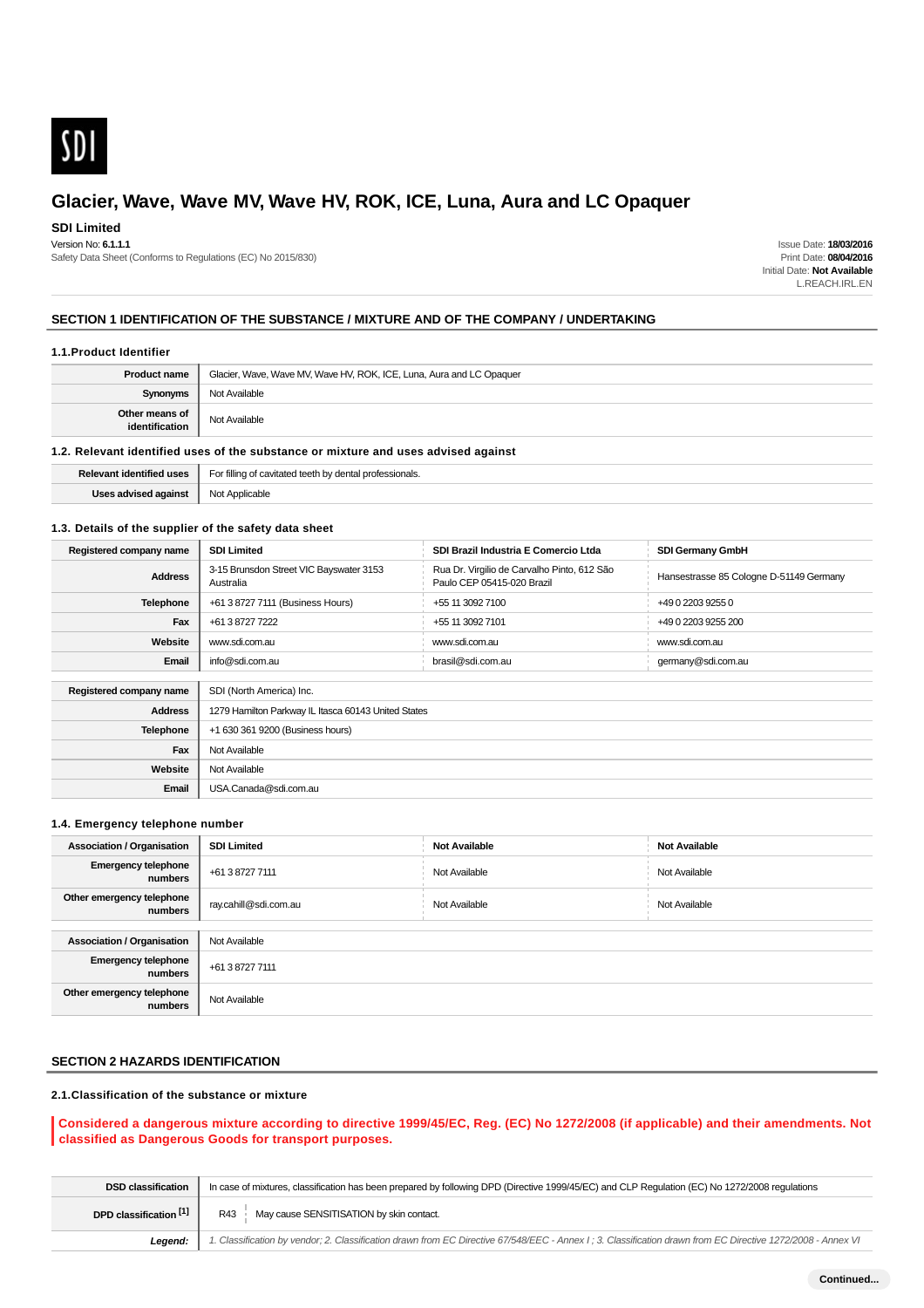SDI

# Glacier, Wave, Wave MV, Wave HV, ROK, ICE, Luna, Aura and LC Opaquer

**SDI Limited**

Version No: **6.1.1.1**

Safety Data Sheet (Conforms to Regulations (EC) No 2015/830)

Issue Date: **18/03/2016**
Print Date: **08/04/2016**
Initial Date: **Not Available**
L.REACH.IRL.EN

## SECTION 1 IDENTIFICATION OF THE SUBSTANCE / MIXTURE AND OF THE COMPANY / UNDERTAKING

### 1.1.Product Identifier

| | |
|---|---|
| **Product name** | Glacier, Wave, Wave MV, Wave HV, ROK, ICE, Luna, Aura and LC Opaquer |
| **Synonyms** | Not Available |
| **Other means of identification** | Not Available |

### 1.2. Relevant identified uses of the substance or mixture and uses advised against

| | |
|---|---|
| **Relevant identified uses** | For filling of cavitated teeth by dental professionals. |
| **Uses advised against** | Not Applicable |

### 1.3. Details of the supplier of the safety data sheet

| **Registered company name** | **SDI Limited** | **SDI Brazil Industria E Comercio Ltda** | **SDI Germany GmbH** |
|---|---|---|---|
| **Address** | 3-15 Brunsdon Street VIC Bayswater 3153 Australia | Rua Dr. Virgilio de Carvalho Pinto, 612 São Paulo CEP 05415-020 Brazil | Hansestrasse 85 Cologne D-51149 Germany |
| **Telephone** | +61 3 8727 7111 (Business Hours) | +55 11 3092 7100 | +49 0 2203 9255 0 |
| **Fax** | +61 3 8727 7222 | +55 11 3092 7101 | +49 0 2203 9255 200 |
| **Website** | www.sdi.com.au | www.sdi.com.au | www.sdi.com.au |
| **Email** | info@sdi.com.au | brasil@sdi.com.au | germany@sdi.com.au |

| | |
|---|---|
| **Registered company name** | SDI (North America) Inc. |
| **Address** | 1279 Hamilton Parkway IL Itasca 60143 United States |
| **Telephone** | +1 630 361 9200 (Business hours) |
| **Fax** | Not Available |
| **Website** | Not Available |
| **Email** | USA.Canada@sdi.com.au |

### 1.4. Emergency telephone number

| **Association / Organisation** | **SDI Limited** | **Not Available** | **Not Available** |
|---|---|---|---|
| **Emergency telephone numbers** | +61 3 8727 7111 | Not Available | Not Available |
| **Other emergency telephone numbers** | ray.cahill@sdi.com.au | Not Available | Not Available |

| | |
|---|---|
| **Association / Organisation** | Not Available |
| **Emergency telephone numbers** | +61 3 8727 7111 |
| **Other emergency telephone numbers** | Not Available |

## SECTION 2 HAZARDS IDENTIFICATION

### 2.1.Classification of the substance or mixture

**Considered a dangerous mixture according to directive 1999/45/EC, Reg. (EC) No 1272/2008 (if applicable) and their amendments. Not classified as Dangerous Goods for transport purposes.**

| | |
|---|---|
| **DSD classification** | In case of mixtures, classification has been prepared by following DPD (Directive 1999/45/EC) and CLP Regulation (EC) No 1272/2008 regulations |
| **DPD classification [1]** | R43 May cause SENSITISATION by skin contact. |
| ***Legend:*** | *1. Classification by vendor; 2. Classification drawn from EC Directive 67/548/EEC - Annex I ; 3. Classification drawn from EC Directive 1272/2008 - Annex VI* |

**Continued...**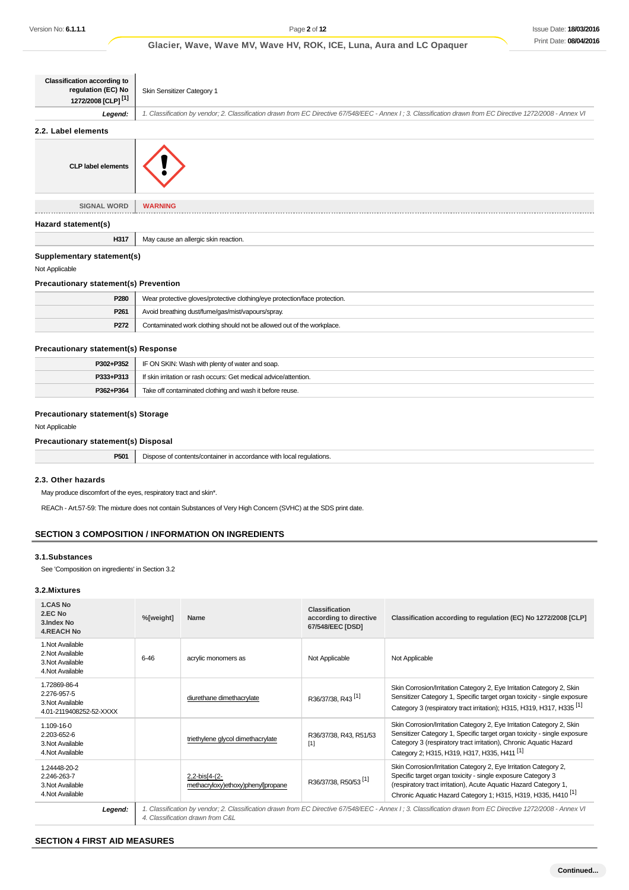| Classification according to regulation (EC) No 1272/2008 [CLP] [1] | Skin Sensitizer Category 1 |
| --- | --- |
| ***Legend:*** | *1. Classification by vendor; 2. Classification drawn from EC Directive 67/548/EEC - Annex I ; 3. Classification drawn from EC Directive 1272/2008 - Annex VI* |

### 2.2. Label elements

| CLP label elements | |
| --- | --- |
| SIGNAL WORD | **WARNING** |

#### Hazard statement(s)

| H317 | May cause an allergic skin reaction. |
| --- | --- |

#### Supplementary statement(s)

Not Applicable

#### Precautionary statement(s) Prevention

| P280 | Wear protective gloves/protective clothing/eye protection/face protection. |
| --- | --- |
| P261 | Avoid breathing dust/fume/gas/mist/vapours/spray. |
| P272 | Contaminated work clothing should not be allowed out of the workplace. |

#### Precautionary statement(s) Response

| P302+P352 | IF ON SKIN: Wash with plenty of water and soap. |
| --- | --- |
| P333+P313 | If skin irritation or rash occurs: Get medical advice/attention. |
| P362+P364 | Take off contaminated clothing and wash it before reuse. |

#### Precautionary statement(s) Storage

Not Applicable

#### Precautionary statement(s) Disposal

| P501 | Dispose of contents/container in accordance with local regulations. |
| --- | --- |

### 2.3. Other hazards

May produce discomfort of the eyes, respiratory tract and skin*.

REACh - Art.57-59: The mixture does not contain Substances of Very High Concern (SVHC) at the SDS print date.

## SECTION 3 COMPOSITION / INFORMATION ON INGREDIENTS

### 3.1.Substances

See 'Composition on ingredients' in Section 3.2

### 3.2.Mixtures

| 1.CAS No 2.EC No 3.Index No 4.REACH No | %[weight] | Name | Classification according to directive 67/548/EEC [DSD] | Classification according to regulation (EC) No 1272/2008 [CLP] |
| --- | --- | --- | --- | --- |
| 1.Not Available 2.Not Available 3.Not Available 4.Not Available | 6-46 | acrylic monomers as | Not Applicable | Not Applicable |
| 1.72869-86-4 2.276-957-5 3.Not Available 4.01-2119408252-52-XXXX | | diurethane dimethacrylate | R36/37/38, R43 [1] | Skin Corrosion/Irritation Category 2, Eye Irritation Category 2, Skin Sensitizer Category 1, Specific target organ toxicity - single exposure Category 3 (respiratory tract irritation); H315, H319, H317, H335 [1] |
| 1.109-16-0 2.203-652-6 3.Not Available 4.Not Available | | triethylene glycol dimethacrylate | R36/37/38, R43, R51/53 [1] | Skin Corrosion/Irritation Category 2, Eye Irritation Category 2, Skin Sensitizer Category 1, Specific target organ toxicity - single exposure Category 3 (respiratory tract irritation), Chronic Aquatic Hazard Category 2; H315, H319, H317, H335, H411 [1] |
| 1.24448-20-2 2.246-263-7 3.Not Available 4.Not Available | | 2,2-bis[4-(2-methacryloxy)ethoxy)phenyl]propane | R36/37/38, R50/53 [1] | Skin Corrosion/Irritation Category 2, Eye Irritation Category 2, Specific target organ toxicity - single exposure Category 3 (respiratory tract irritation), Acute Aquatic Hazard Category 1, Chronic Aquatic Hazard Category 1; H315, H319, H335, H410 [1] |
| ***Legend:*** | *1. Classification by vendor; 2. Classification drawn from EC Directive 67/548/EEC - Annex I ; 3. Classification drawn from EC Directive 1272/2008 - Annex VI 4. Classification drawn from C&L* | | | |

## SECTION 4 FIRST AID MEASURES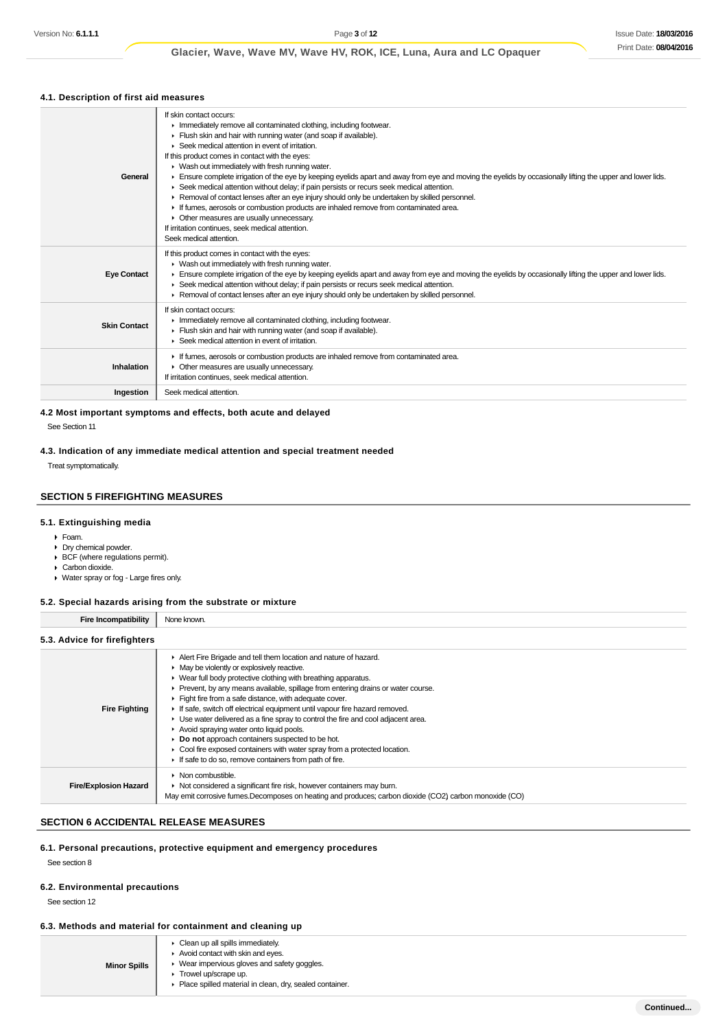### 4.1. Description of first aid measures

| | |
|---|---|
| **General** | If skin contact occurs:<br>▸ Immediately remove all contaminated clothing, including footwear.<br>▸ Flush skin and hair with running water (and soap if available).<br>▸ Seek medical attention in event of irritation.<br>If this product comes in contact with the eyes:<br>▸ Wash out immediately with fresh running water.<br>▸ Ensure complete irrigation of the eye by keeping eyelids apart and away from eye and moving the eyelids by occasionally lifting the upper and lower lids.<br>▸ Seek medical attention without delay; if pain persists or recurs seek medical attention.<br>▸ Removal of contact lenses after an eye injury should only be undertaken by skilled personnel.<br>▸ If fumes, aerosols or combustion products are inhaled remove from contaminated area.<br>▸ Other measures are usually unnecessary.<br>If irritation continues, seek medical attention.<br>Seek medical attention. |
| **Eye Contact** | If this product comes in contact with the eyes:<br>▸ Wash out immediately with fresh running water.<br>▸ Ensure complete irrigation of the eye by keeping eyelids apart and away from eye and moving the eyelids by occasionally lifting the upper and lower lids.<br>▸ Seek medical attention without delay; if pain persists or recurs seek medical attention.<br>▸ Removal of contact lenses after an eye injury should only be undertaken by skilled personnel. |
| **Skin Contact** | If skin contact occurs:<br>▸ Immediately remove all contaminated clothing, including footwear.<br>▸ Flush skin and hair with running water (and soap if available).<br>▸ Seek medical attention in event of irritation. |
| **Inhalation** | ▸ If fumes, aerosols or combustion products are inhaled remove from contaminated area.<br>▸ Other measures are usually unnecessary.<br>If irritation continues, seek medical attention. |
| **Ingestion** | Seek medical attention. |

### 4.2 Most important symptoms and effects, both acute and delayed

See Section 11

### 4.3. Indication of any immediate medical attention and special treatment needed

Treat symptomatically.

## SECTION 5 FIREFIGHTING MEASURES

### 5.1. Extinguishing media

- Foam.
- Dry chemical powder.
- BCF (where regulations permit).
- Carbon dioxide.
- Water spray or fog - Large fires only.

### 5.2. Special hazards arising from the substrate or mixture

| | |
|---|---|
| **Fire Incompatibility** | None known. |

### 5.3. Advice for firefighters

| | |
|---|---|
| **Fire Fighting** | ▸ Alert Fire Brigade and tell them location and nature of hazard.<br>▸ May be violently or explosively reactive.<br>▸ Wear full body protective clothing with breathing apparatus.<br>▸ Prevent, by any means available, spillage from entering drains or water course.<br>▸ Fight fire from a safe distance, with adequate cover.<br>▸ If safe, switch off electrical equipment until vapour fire hazard removed.<br>▸ Use water delivered as a fine spray to control the fire and cool adjacent area.<br>▸ Avoid spraying water onto liquid pools.<br>▸ **Do not** approach containers suspected to be hot.<br>▸ Cool fire exposed containers with water spray from a protected location.<br>▸ If safe to do so, remove containers from path of fire. |
| **Fire/Explosion Hazard** | ▸ Non combustible.<br>▸ Not considered a significant fire risk, however containers may burn.<br>May emit corrosive fumes.Decomposes on heating and produces; carbon dioxide ($CO_2$) carbon monoxide (CO) |

## SECTION 6 ACCIDENTAL RELEASE MEASURES

### 6.1. Personal precautions, protective equipment and emergency procedures

See section 8

### 6.2. Environmental precautions

See section 12

### 6.3. Methods and material for containment and cleaning up

| | |
|---|---|
| **Minor Spills** | ▸ Clean up all spills immediately.<br>▸ Avoid contact with skin and eyes.<br>▸ Wear impervious gloves and safety goggles.<br>▸ Trowel up/scrape up.<br>▸ Place spilled material in clean, dry, sealed container. |

Continued...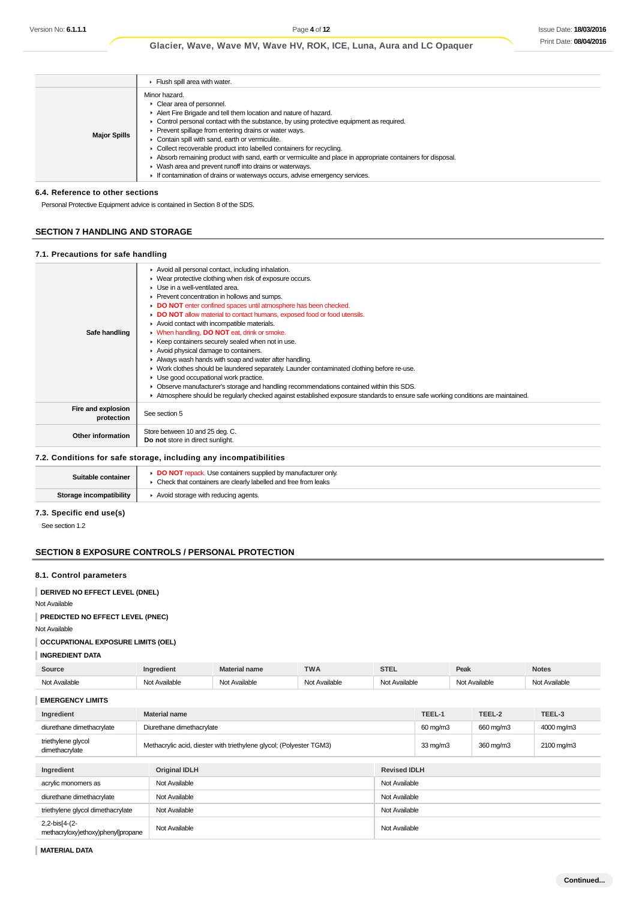| | |
|---|---|
| | ▸ Flush spill area with water. |
| **Major Spills** | Minor hazard.<br>▸ Clear area of personnel.<br>▸ Alert Fire Brigade and tell them location and nature of hazard.<br>▸ Control personal contact with the substance, by using protective equipment as required.<br>▸ Prevent spillage from entering drains or water ways.<br>▸ Contain spill with sand, earth or vermiculite.<br>▸ Collect recoverable product into labelled containers for recycling.<br>▸ Absorb remaining product with sand, earth or vermiculite and place in appropriate containers for disposal.<br>▸ Wash area and prevent runoff into drains or waterways.<br>▸ If contamination of drains or waterways occurs, advise emergency services. |

### 6.4. Reference to other sections

Personal Protective Equipment advice is contained in Section 8 of the SDS.

## SECTION 7 HANDLING AND STORAGE

### 7.1. Precautions for safe handling

| | |
|---|---|
| **Safe handling** | ▸ Avoid all personal contact, including inhalation.<br>▸ Wear protective clothing when risk of exposure occurs.<br>▸ Use in a well-ventilated area.<br>▸ Prevent concentration in hollows and sumps.<br>▸ **DO NOT** enter confined spaces until atmosphere has been checked.<br>▸ **DO NOT** allow material to contact humans, exposed food or food utensils.<br>▸ Avoid contact with incompatible materials.<br>▸ When handling, **DO NOT** eat, drink or smoke.<br>▸ Keep containers securely sealed when not in use.<br>▸ Avoid physical damage to containers.<br>▸ Always wash hands with soap and water after handling.<br>▸ Work clothes should be laundered separately. Launder contaminated clothing before re-use.<br>▸ Use good occupational work practice.<br>▸ Observe manufacturer's storage and handling recommendations contained within this SDS.<br>▸ Atmosphere should be regularly checked against established exposure standards to ensure safe working conditions are maintained. |
| **Fire and explosion protection** | See section 5 |
| **Other information** | Store between 10 and 25 deg. C.<br>**Do not** store in direct sunlight. |

### 7.2. Conditions for safe storage, including any incompatibilities

| | |
|---|---|
| **Suitable container** | ▸ **DO NOT** repack. Use containers supplied by manufacturer only.<br>▸ Check that containers are clearly labelled and free from leaks |
| **Storage incompatibility** | ▸ Avoid storage with reducing agents. |

### 7.3. Specific end use(s)

See section 1.2

## SECTION 8 EXPOSURE CONTROLS / PERSONAL PROTECTION

### 8.1. Control parameters

**DERIVED NO EFFECT LEVEL (DNEL)**

Not Available

**PREDICTED NO EFFECT LEVEL (PNEC)**

Not Available

**OCCUPATIONAL EXPOSURE LIMITS (OEL)**

**INGREDIENT DATA**

| Source | Ingredient | Material name | TWA | STEL | Peak | Notes |
|---|---|---|---|---|---|---|
| Not Available | Not Available | Not Available | Not Available | Not Available | Not Available | Not Available |

**EMERGENCY LIMITS**

| Ingredient | Material name | TEEL-1 | TEEL-2 | TEEL-3 |
|---|---|---|---|---|
| diurethane dimethacrylate | Diurethane dimethacrylate | 60 mg/m3 | 660 mg/m3 | 4000 mg/m3 |
| triethylene glycol dimethacrylate | Methacrylic acid, diester with triethylene glycol; (Polyester TGM3) | 33 mg/m3 | 360 mg/m3 | 2100 mg/m3 |

| Ingredient | Original IDLH | Revised IDLH |
|---|---|---|
| acrylic monomers as | Not Available | Not Available |
| diurethane dimethacrylate | Not Available | Not Available |
| triethylene glycol dimethacrylate | Not Available | Not Available |
| 2,2-bis[4-(2-methacryloxy)ethoxy)phenyl]propane | Not Available | Not Available |

**MATERIAL DATA**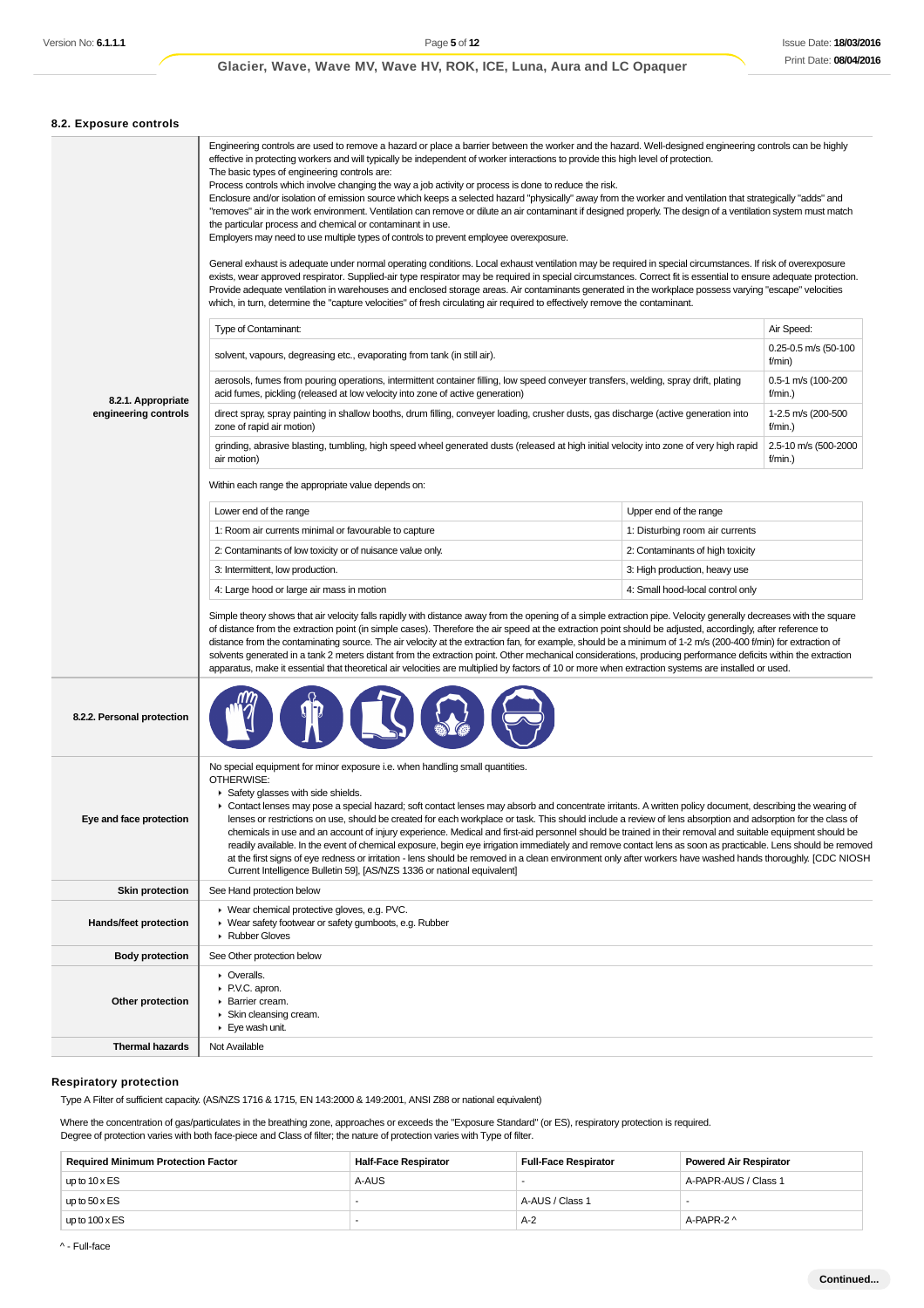## 8.2. Exposure controls

**8.2.1. Appropriate engineering controls**

Engineering controls are used to remove a hazard or place a barrier between the worker and the hazard. Well-designed engineering controls can be highly effective in protecting workers and will typically be independent of worker interactions to provide this high level of protection.
The basic types of engineering controls are:
Process controls which involve changing the way a job activity or process is done to reduce the risk.
Enclosure and/or isolation of emission source which keeps a selected hazard "physically" away from the worker and ventilation that strategically "adds" and "removes" air in the work environment. Ventilation can remove or dilute an air contaminant if designed properly. The design of a ventilation system must match the particular process and chemical or contaminant in use.
Employers may need to use multiple types of controls to prevent employee overexposure.

General exhaust is adequate under normal operating conditions. Local exhaust ventilation may be required in special circumstances. If risk of overexposure exists, wear approved respirator. Supplied-air type respirator may be required in special circumstances. Correct fit is essential to ensure adequate protection. Provide adequate ventilation in warehouses and enclosed storage areas. Air contaminants generated in the workplace possess varying "escape" velocities which, in turn, determine the "capture velocities" of fresh circulating air required to effectively remove the contaminant.

| Type of Contaminant: | Air Speed: |
|---|---|
| solvent, vapours, degreasing etc., evaporating from tank (in still air). | 0.25-0.5 m/s (50-100 f/min) |
| aerosols, fumes from pouring operations, intermittent container filling, low speed conveyer transfers, welding, spray drift, plating acid fumes, pickling (released at low velocity into zone of active generation) | 0.5-1 m/s (100-200 f/min.) |
| direct spray, spray painting in shallow booths, drum filling, conveyer loading, crusher dusts, gas discharge (active generation into zone of rapid air motion) | 1-2.5 m/s (200-500 f/min.) |
| grinding, abrasive blasting, tumbling, high speed wheel generated dusts (released at high initial velocity into zone of very high rapid air motion) | 2.5-10 m/s (500-2000 f/min.) |

Within each range the appropriate value depends on:

| Lower end of the range | Upper end of the range |
|---|---|
| 1: Room air currents minimal or favourable to capture | 1: Disturbing room air currents |
| 2: Contaminants of low toxicity or of nuisance value only. | 2: Contaminants of high toxicity |
| 3: Intermittent, low production. | 3: High production, heavy use |
| 4: Large hood or large air mass in motion | 4: Small hood-local control only |

Simple theory shows that air velocity falls rapidly with distance away from the opening of a simple extraction pipe. Velocity generally decreases with the square of distance from the extraction point (in simple cases). Therefore the air speed at the extraction point should be adjusted, accordingly, after reference to distance from the contaminating source. The air velocity at the extraction fan, for example, should be a minimum of 1-2 m/s (200-400 f/min) for extraction of solvents generated in a tank 2 meters distant from the extraction point. Other mechanical considerations, producing performance deficits within the extraction apparatus, make it essential that theoretical air velocities are multiplied by factors of 10 or more when extraction systems are installed or used.

**8.2.2. Personal protection**

**Eye and face protection**

No special equipment for minor exposure i.e. when handling small quantities.
OTHERWISE:
- Safety glasses with side shields.
- Contact lenses may pose a special hazard; soft contact lenses may absorb and concentrate irritants. A written policy document, describing the wearing of lenses or restrictions on use, should be created for each workplace or task. This should include a review of lens absorption and adsorption for the class of chemicals in use and an account of injury experience. Medical and first-aid personnel should be trained in their removal and suitable equipment should be readily available. In the event of chemical exposure, begin eye irrigation immediately and remove contact lens as soon as practicable. Lens should be removed at the first signs of eye redness or irritation - lens should be removed in a clean environment only after workers have washed hands thoroughly. [CDC NIOSH Current Intelligence Bulletin 59], [AS/NZS 1336 or national equivalent]

**Skin protection**

See Hand protection below

**Hands/feet protection**

- Wear chemical protective gloves, e.g. PVC.
- Wear safety footwear or safety gumboots, e.g. Rubber
- Rubber Gloves

**Body protection**

See Other protection below

**Other protection**

- Overalls.
- P.V.C. apron.
- Barrier cream.
- Skin cleansing cream.
- Eye wash unit.

**Thermal hazards**

Not Available

### Respiratory protection

Type A Filter of sufficient capacity. (AS/NZS 1716 & 1715, EN 143:2000 & 149:2001, ANSI Z88 or national equivalent)

Where the concentration of gas/particulates in the breathing zone, approaches or exceeds the "Exposure Standard" (or ES), respiratory protection is required.
Degree of protection varies with both face-piece and Class of filter; the nature of protection varies with Type of filter.

| Required Minimum Protection Factor | Half-Face Respirator | Full-Face Respirator | Powered Air Respirator |
|---|---|---|---|
| up to 10 x ES | A-AUS | - | A-PAPR-AUS / Class 1 |
| up to 50 x ES | - | A-AUS / Class 1 | - |
| up to 100 x ES | - | A-2 | A-PAPR-2 ^ |

^ - Full-face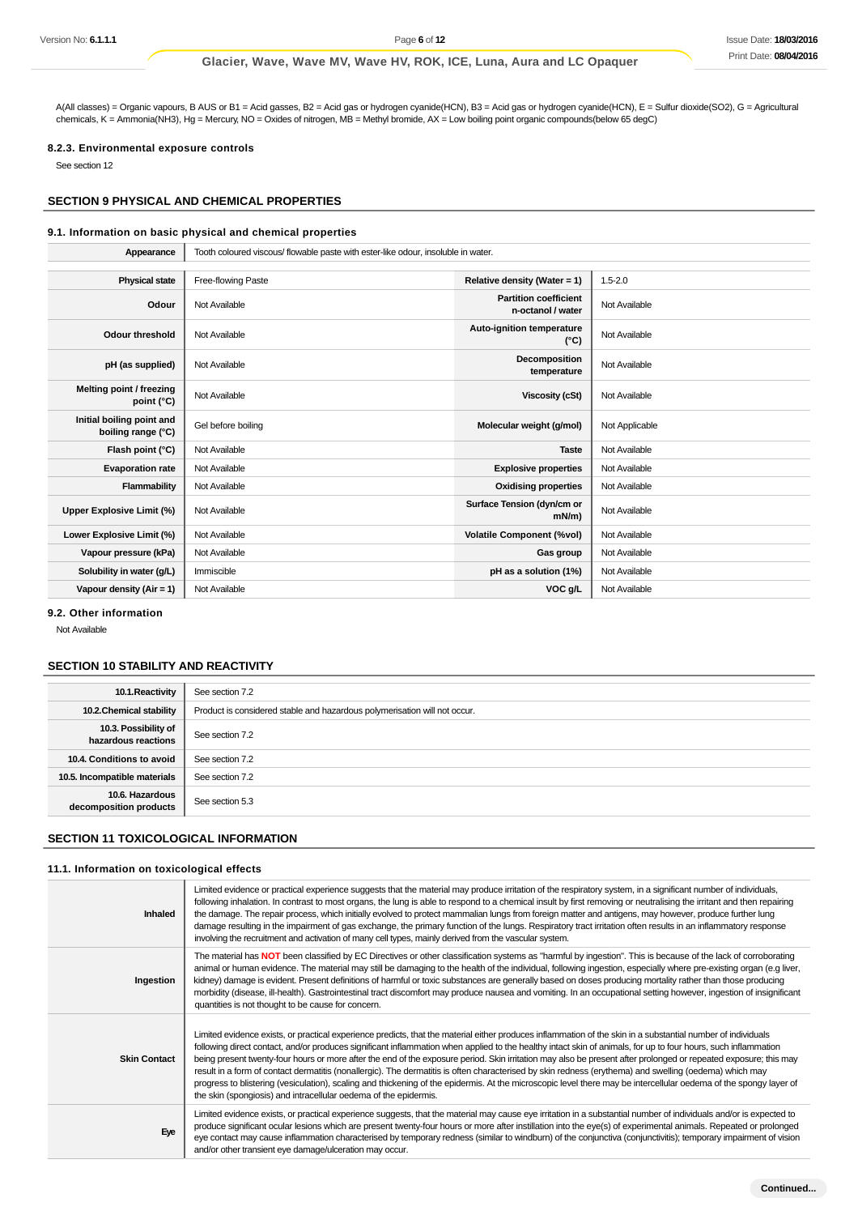A(All classes) = Organic vapours, B AUS or B1 = Acid gasses, B2 = Acid gas or hydrogen cyanide(HCN), B3 = Acid gas or hydrogen cyanide(HCN), E = Sulfur dioxide(SO2), G = Agricultural chemicals, K = Ammonia(NH3), Hg = Mercury, NO = Oxides of nitrogen, MB = Methyl bromide, AX = Low boiling point organic compounds(below 65 degC)

### 8.2.3. Environmental exposure controls

See section 12

## SECTION 9 PHYSICAL AND CHEMICAL PROPERTIES

### 9.1. Information on basic physical and chemical properties

| **Appearance** | Tooth coloured viscous/ flowable paste with ester-like odour, insoluble in water. | | |
|---|---|---|---|
| **Physical state** | Free-flowing Paste | **Relative density (Water = 1)** | 1.5-2.0 |
| **Odour** | Not Available | **Partition coefficient n-octanol / water** | Not Available |
| **Odour threshold** | Not Available | **Auto-ignition temperature (°C)** | Not Available |
| **pH (as supplied)** | Not Available | **Decomposition temperature** | Not Available |
| **Melting point / freezing point (°C)** | Not Available | **Viscosity (cSt)** | Not Available |
| **Initial boiling point and boiling range (°C)** | Gel before boiling | **Molecular weight (g/mol)** | Not Applicable |
| **Flash point (°C)** | Not Available | **Taste** | Not Available |
| **Evaporation rate** | Not Available | **Explosive properties** | Not Available |
| **Flammability** | Not Available | **Oxidising properties** | Not Available |
| **Upper Explosive Limit (%)** | Not Available | **Surface Tension (dyn/cm or mN/m)** | Not Available |
| **Lower Explosive Limit (%)** | Not Available | **Volatile Component (%vol)** | Not Available |
| **Vapour pressure (kPa)** | Not Available | **Gas group** | Not Available |
| **Solubility in water (g/L)** | Immiscible | **pH as a solution (1%)** | Not Available |
| **Vapour density (Air = 1)** | Not Available | **VOC g/L** | Not Available |

### 9.2. Other information

Not Available

## SECTION 10 STABILITY AND REACTIVITY

| | |
|---|---|
| **10.1.Reactivity** | See section 7.2 |
| **10.2.Chemical stability** | Product is considered stable and hazardous polymerisation will not occur. |
| **10.3. Possibility of hazardous reactions** | See section 7.2 |
| **10.4. Conditions to avoid** | See section 7.2 |
| **10.5. Incompatible materials** | See section 7.2 |
| **10.6. Hazardous decomposition products** | See section 5.3 |

## SECTION 11 TOXICOLOGICAL INFORMATION

### 11.1. Information on toxicological effects

| | |
|---|---|
| **Inhaled** | Limited evidence or practical experience suggests that the material may produce irritation of the respiratory system, in a significant number of individuals, following inhalation. In contrast to most organs, the lung is able to respond to a chemical insult by first removing or neutralising the irritant and then repairing the damage. The repair process, which initially evolved to protect mammalian lungs from foreign matter and antigens, may however, produce further lung damage resulting in the impairment of gas exchange, the primary function of the lungs. Respiratory tract irritation often results in an inflammatory response involving the recruitment and activation of many cell types, mainly derived from the vascular system. |
| **Ingestion** | The material has **NOT** been classified by EC Directives or other classification systems as "harmful by ingestion". This is because of the lack of corroborating animal or human evidence. The material may still be damaging to the health of the individual, following ingestion, especially where pre-existing organ (e.g liver, kidney) damage is evident. Present definitions of harmful or toxic substances are generally based on doses producing mortality rather than those producing morbidity (disease, ill-health). Gastrointestinal tract discomfort may produce nausea and vomiting. In an occupational setting however, ingestion of insignificant quantities is not thought to be cause for concern. |
| **Skin Contact** | Limited evidence exists, or practical experience predicts, that the material either produces inflammation of the skin in a substantial number of individuals following direct contact, and/or produces significant inflammation when applied to the healthy intact skin of animals, for up to four hours, such inflammation being present twenty-four hours or more after the end of the exposure period. Skin irritation may also be present after prolonged or repeated exposure; this may result in a form of contact dermatitis (nonallergic). The dermatitis is often characterised by skin redness (erythema) and swelling (oedema) which may progress to blistering (vesiculation), scaling and thickening of the epidermis. At the microscopic level there may be intercellular oedema of the spongy layer of the skin (spongiosis) and intracellular oedema of the epidermis. |
| **Eye** | Limited evidence exists, or practical experience suggests, that the material may cause eye irritation in a substantial number of individuals and/or is expected to produce significant ocular lesions which are present twenty-four hours or more after instillation into the eye(s) of experimental animals. Repeated or prolonged eye contact may cause inflammation characterised by temporary redness (similar to windburn) of the conjunctiva (conjunctivitis); temporary impairment of vision and/or other transient eye damage/ulceration may occur. |

Continued...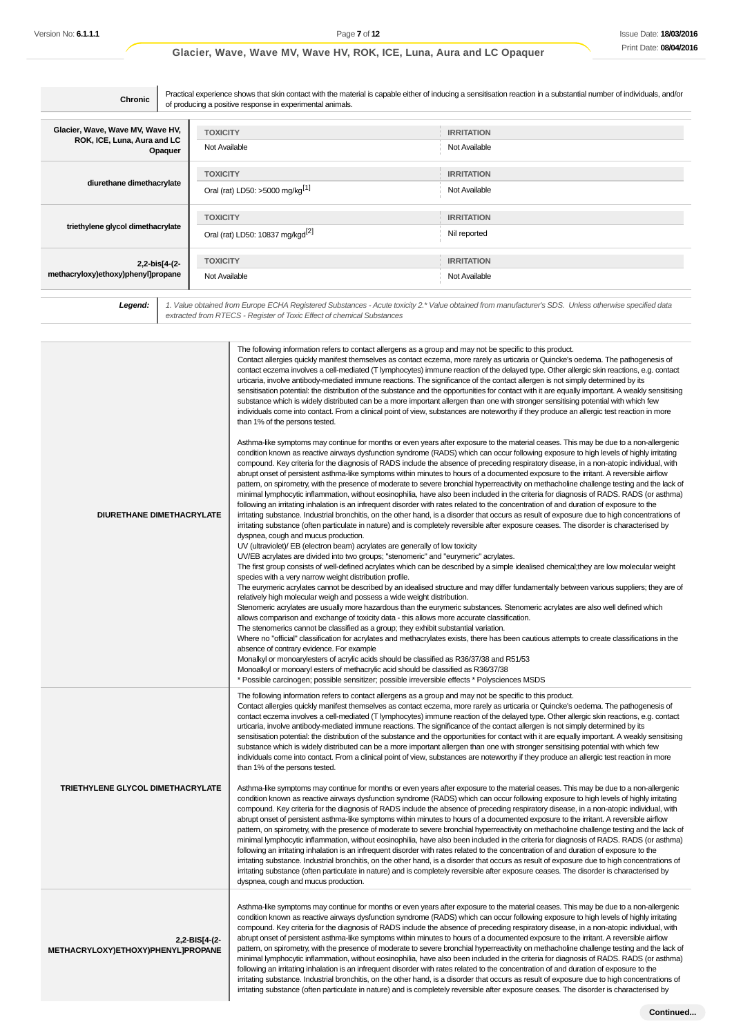| | |
|---|---|
| **Chronic** | Practical experience shows that skin contact with the material is capable either of inducing a sensitisation reaction in a substantial number of individuals, and/or of producing a positive response in experimental animals. |

| | TOXICITY | IRRITATION |
|---|---|---|
| **Glacier, Wave, Wave MV, Wave HV, ROK, ICE, Luna, Aura and LC Opaquer** | Not Available | Not Available |
| | **TOXICITY** | **IRRITATION** |
| **diurethane dimethacrylate** | Oral (rat) LD50: >5000 mg/kg[1] | Not Available |
| | **TOXICITY** | **IRRITATION** |
| **triethylene glycol dimethacrylate** | Oral (rat) LD50: 10837 mg/kgd[2] | Nil reported |
| | **TOXICITY** | **IRRITATION** |
| **2,2-bis[4-(2-methacryloxy)ethoxy)phenyl]propane** | Not Available | Not Available |

| | |
|---|---|
| ***Legend:*** | *1. Value obtained from Europe ECHA Registered Substances - Acute toxicity 2.\* Value obtained from manufacturer's SDS. Unless otherwise specified data extracted from RTECS - Register of Toxic Effect of chemical Substances* |

| | |
|---|---|
| **DIURETHANE DIMETHACRYLATE** | The following information refers to contact allergens as a group and may not be specific to this product.<br>Contact allergies quickly manifest themselves as contact eczema, more rarely as urticaria or Quincke's oedema. The pathogenesis of contact eczema involves a cell-mediated (T lymphocytes) immune reaction of the delayed type. Other allergic skin reactions, e.g. contact urticaria, involve antibody-mediated immune reactions. The significance of the contact allergen is not simply determined by its sensitisation potential: the distribution of the substance and the opportunities for contact with it are equally important. A weakly sensitising substance which is widely distributed can be a more important allergen than one with stronger sensitising potential with which few individuals come into contact. From a clinical point of view, substances are noteworthy if they produce an allergic test reaction in more than 1% of the persons tested.<br><br>Asthma-like symptoms may continue for months or even years after exposure to the material ceases. This may be due to a non-allergenic condition known as reactive airways dysfunction syndrome (RADS) which can occur following exposure to high levels of highly irritating compound. Key criteria for the diagnosis of RADS include the absence of preceding respiratory disease, in a non-atopic individual, with abrupt onset of persistent asthma-like symptoms within minutes to hours of a documented exposure to the irritant. A reversible airflow pattern, on spirometry, with the presence of moderate to severe bronchial hyperreactivity on methacholine challenge testing and the lack of minimal lymphocytic inflammation, without eosinophilia, have also been included in the criteria for diagnosis of RADS. RADS (or asthma) following an irritating inhalation is an infrequent disorder with rates related to the concentration of and duration of exposure to the irritating substance. Industrial bronchitis, on the other hand, is a disorder that occurs as result of exposure due to high concentrations of irritating substance (often particulate in nature) and is completely reversible after exposure ceases. The disorder is characterised by dyspnea, cough and mucus production.<br>UV (ultraviolet)/ EB (electron beam) acrylates are generally of low toxicity<br>UV/EB acrylates are divided into two groups; "stenomeric" and "eurymeric" acrylates.<br>The first group consists of well-defined acrylates which can be described by a simple idealised chemical;they are low molecular weight species with a very narrow weight distribution profile.<br>The eurymeric acrylates cannot be described by an idealised structure and may differ fundamentally between various suppliers; they are of relatively high molecular weigh and possess a wide weight distribution.<br>Stenomeric acrylates are usually more hazardous than the eurymeric substances. Stenomeric acrylates are also well defined which allows comparison and exchange of toxicity data - this allows more accurate classification.<br>The stenomerics cannot be classified as a group; they exhibit substantial variation.<br>Where no "official" classification for acrylates and methacrylates exists, there has been cautious attempts to create classifications in the absence of contrary evidence. For example<br>Monalkyl or monoarylesters of acrylic acids should be classified as R36/37/38 and R51/53<br>Monoalkyl or monoaryl esters of methacrylic acid should be classified as R36/37/38<br>\* Possible carcinogen; possible sensitizer; possible irreversible effects \* Polysciences MSDS |
| **TRIETHYLENE GLYCOL DIMETHACRYLATE** | The following information refers to contact allergens as a group and may not be specific to this product.<br>Contact allergies quickly manifest themselves as contact eczema, more rarely as urticaria or Quincke's oedema. The pathogenesis of contact eczema involves a cell-mediated (T lymphocytes) immune reaction of the delayed type. Other allergic skin reactions, e.g. contact urticaria, involve antibody-mediated immune reactions. The significance of the contact allergen is not simply determined by its sensitisation potential: the distribution of the substance and the opportunities for contact with it are equally important. A weakly sensitising substance which is widely distributed can be a more important allergen than one with stronger sensitising potential with which few individuals come into contact. From a clinical point of view, substances are noteworthy if they produce an allergic test reaction in more than 1% of the persons tested.<br><br>Asthma-like symptoms may continue for months or even years after exposure to the material ceases. This may be due to a non-allergenic condition known as reactive airways dysfunction syndrome (RADS) which can occur following exposure to high levels of highly irritating compound. Key criteria for the diagnosis of RADS include the absence of preceding respiratory disease, in a non-atopic individual, with abrupt onset of persistent asthma-like symptoms within minutes to hours of a documented exposure to the irritant. A reversible airflow pattern, on spirometry, with the presence of moderate to severe bronchial hyperreactivity on methacholine challenge testing and the lack of minimal lymphocytic inflammation, without eosinophilia, have also been included in the criteria for diagnosis of RADS. RADS (or asthma) following an irritating inhalation is an infrequent disorder with rates related to the concentration of and duration of exposure to the irritating substance. Industrial bronchitis, on the other hand, is a disorder that occurs as result of exposure due to high concentrations of irritating substance (often particulate in nature) and is completely reversible after exposure ceases. The disorder is characterised by dyspnea, cough and mucus production. |
| **2,2-BIS[4-(2-METHACRYLOXY)ETHOXY)PHENYL]PROPANE** | Asthma-like symptoms may continue for months or even years after exposure to the material ceases. This may be due to a non-allergenic condition known as reactive airways dysfunction syndrome (RADS) which can occur following exposure to high levels of highly irritating compound. Key criteria for the diagnosis of RADS include the absence of preceding respiratory disease, in a non-atopic individual, with abrupt onset of persistent asthma-like symptoms within minutes to hours of a documented exposure to the irritant. A reversible airflow pattern, on spirometry, with the presence of moderate to severe bronchial hyperreactivity on methacholine challenge testing and the lack of minimal lymphocytic inflammation, without eosinophilia, have also been included in the criteria for diagnosis of RADS. RADS (or asthma) following an irritating inhalation is an infrequent disorder with rates related to the concentration of and duration of exposure to the irritating substance. Industrial bronchitis, on the other hand, is a disorder that occurs as result of exposure due to high concentrations of irritating substance (often particulate in nature) and is completely reversible after exposure ceases. The disorder is characterised by |

**Continued...**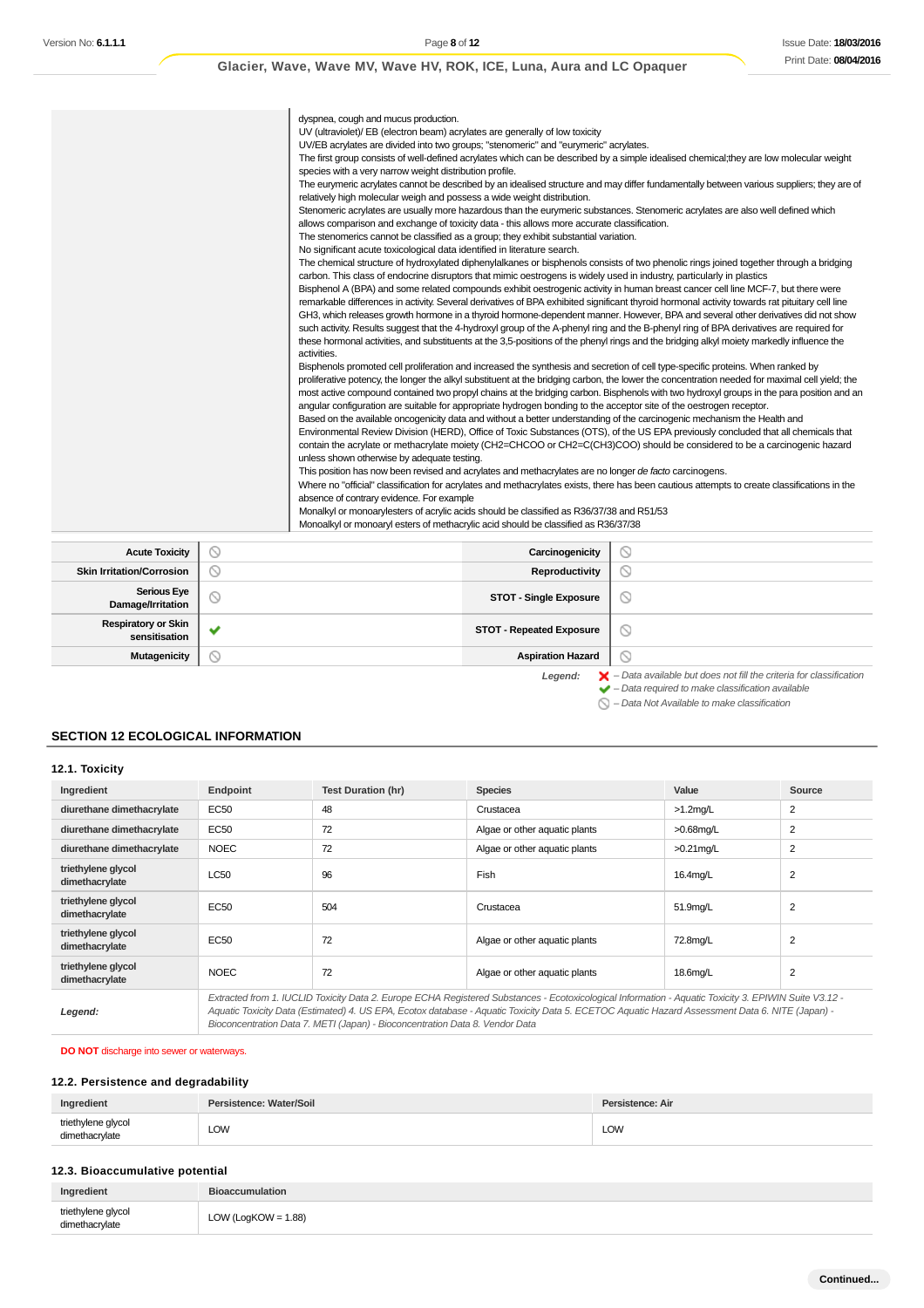| | |
|---|---|
| | dyspnea, cough and mucus production.<br>UV (ultraviolet)/ EB (electron beam) acrylates are generally of low toxicity<br>UV/EB acrylates are divided into two groups; "stenomeric" and "eurymeric" acrylates.<br>The first group consists of well-defined acrylates which can be described by a simple idealised chemical;they are low molecular weight species with a very narrow weight distribution profile.<br>The eurymeric acrylates cannot be described by an idealised structure and may differ fundamentally between various suppliers; they are of relatively high molecular weigh and possess a wide weight distribution.<br>Stenomeric acrylates are usually more hazardous than the eurymeric substances. Stenomeric acrylates are also well defined which allows comparison and exchange of toxicity data - this allows more accurate classification.<br>The stenomerics cannot be classified as a group; they exhibit substantial variation.<br>No significant acute toxicological data identified in literature search.<br>The chemical structure of hydroxylated diphenylalkanes or bisphenols consists of two phenolic rings joined together through a bridging carbon. This class of endocrine disruptors that mimic oestrogens is widely used in industry, particularly in plastics<br>Bisphenol A (BPA) and some related compounds exhibit oestrogenic activity in human breast cancer cell line MCF-7, but there were remarkable differences in activity. Several derivatives of BPA exhibited significant thyroid hormonal activity towards rat pituitary cell line GH3, which releases growth hormone in a thyroid hormone-dependent manner. However, BPA and several other derivatives did not show such activity. Results suggest that the 4-hydroxyl group of the A-phenyl ring and the B-phenyl ring of BPA derivatives are required for these hormonal activities, and substituents at the 3,5-positions of the phenyl rings and the bridging alkyl moiety markedly influence the activities.<br>Bisphenols promoted cell proliferation and increased the synthesis and secretion of cell type-specific proteins. When ranked by proliferative potency, the longer the alkyl substituent at the bridging carbon, the lower the concentration needed for maximal cell yield; the most active compound contained two propyl chains at the bridging carbon. Bisphenols with two hydroxyl groups in the para position and an angular configuration are suitable for appropriate hydrogen bonding to the acceptor site of the oestrogen receptor.<br>Based on the available oncogenicity data and without a better understanding of the carcinogenic mechanism the Health and Environmental Review Division (HERD), Office of Toxic Substances (OTS), of the US EPA previously concluded that all chemicals that contain the acrylate or methacrylate moiety (CH2=CHCOO or CH2=C(CH3)COO) should be considered to be a carcinogenic hazard unless shown otherwise by adequate testing.<br>This position has now been revised and acrylates and methacrylates are no longer *de facto* carcinogens.<br>Where no "official" classification for acrylates and methacrylates exists, there has been cautious attempts to create classifications in the absence of contrary evidence. For example<br>Monalkyl or monoarylesters of acrylic acids should be classified as R36/37/38 and R51/53<br>Monoalkyl or monoaryl esters of methacrylic acid should be classified as R36/37/38 |

| | | | |
|---|---|---|---|
| **Acute Toxicity** | ⃠ | **Carcinogenicity** | ⃠ |
| **Skin Irritation/Corrosion** | ⃠ | **Reproductivity** | ⃠ |
| **Serious Eye Damage/Irritation** | ⃠ | **STOT - Single Exposure** | ⃠ |
| **Respiratory or Skin sensitisation** | ✔ | **STOT - Repeated Exposure** | ⃠ |
| **Mutagenicity** | ⃠ | **Aspiration Hazard** | ⃠ |

*Legend:*
✘ *– Data available but does not fill the criteria for classification*
✔ *– Data required to make classification available*
⃠ *– Data Not Available to make classification*

## SECTION 12 ECOLOGICAL INFORMATION

### 12.1. Toxicity

| Ingredient | Endpoint | Test Duration (hr) | Species | Value | Source |
|---|---|---|---|---|---|
| **diurethane dimethacrylate** | EC50 | 48 | Crustacea | >1.2mg/L | 2 |
| **diurethane dimethacrylate** | EC50 | 72 | Algae or other aquatic plants | >0.68mg/L | 2 |
| **diurethane dimethacrylate** | NOEC | 72 | Algae or other aquatic plants | >0.21mg/L | 2 |
| **triethylene glycol dimethacrylate** | LC50 | 96 | Fish | 16.4mg/L | 2 |
| **triethylene glycol dimethacrylate** | EC50 | 504 | Crustacea | 51.9mg/L | 2 |
| **triethylene glycol dimethacrylate** | EC50 | 72 | Algae or other aquatic plants | 72.8mg/L | 2 |
| **triethylene glycol dimethacrylate** | NOEC | 72 | Algae or other aquatic plants | 18.6mg/L | 2 |
| ***Legend:*** | *Extracted from 1. IUCLID Toxicity Data 2. Europe ECHA Registered Substances - Ecotoxicological Information - Aquatic Toxicity 3. EPIWIN Suite V3.12 - Aquatic Toxicity Data (Estimated) 4. US EPA, Ecotox database - Aquatic Toxicity Data 5. ECETOC Aquatic Hazard Assessment Data 6. NITE (Japan) - Bioconcentration Data 7. METI (Japan) - Bioconcentration Data 8. Vendor Data* | | | | |

**DO NOT** discharge into sewer or waterways.

### 12.2. Persistence and degradability

| Ingredient | Persistence: Water/Soil | Persistence: Air |
|---|---|---|
| triethylene glycol dimethacrylate | LOW | LOW |

### 12.3. Bioaccumulative potential

| Ingredient | Bioaccumulation |
|---|---|
| triethylene glycol dimethacrylate | LOW (LogKOW = 1.88) |

**Continued...**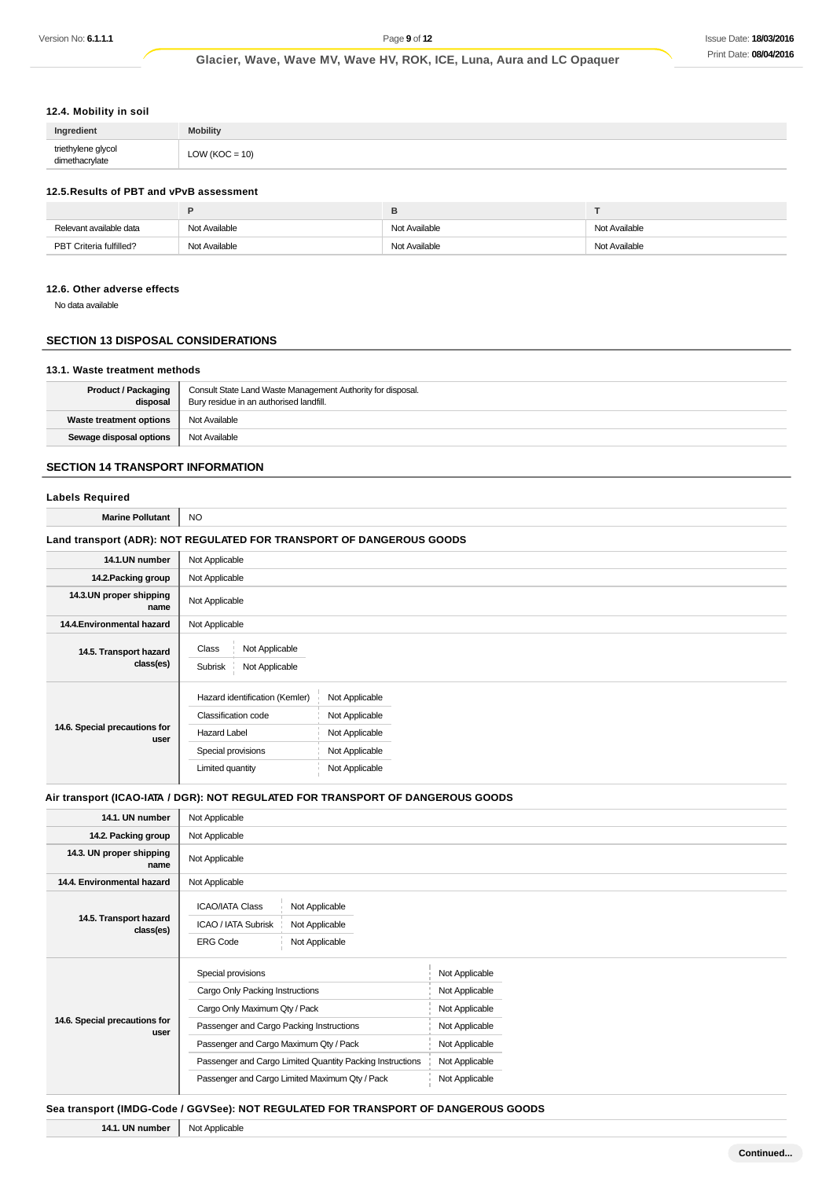### 12.4. Mobility in soil

| Ingredient | Mobility |
|---|---|
| triethylene glycol dimethacrylate | LOW (KOC = 10) |

### 12.5.Results of PBT and vPvB assessment

| | P | B | T |
|---|---|---|---|
| Relevant available data | Not Available | Not Available | Not Available |
| PBT Criteria fulfilled? | Not Available | Not Available | Not Available |

### 12.6. Other adverse effects

No data available

## SECTION 13 DISPOSAL CONSIDERATIONS

### 13.1. Waste treatment methods

| | |
|---|---|
| **Product / Packaging disposal** | Consult State Land Waste Management Authority for disposal. Bury residue in an authorised landfill. |
| **Waste treatment options** | Not Available |
| **Sewage disposal options** | Not Available |

## SECTION 14 TRANSPORT INFORMATION

### Labels Required

| | |
|---|---|
| **Marine Pollutant** | NO |

### Land transport (ADR): NOT REGULATED FOR TRANSPORT OF DANGEROUS GOODS

| | |
|---|---|
| **14.1.UN number** | Not Applicable |
| **14.2.Packing group** | Not Applicable |
| **14.3.UN proper shipping name** | Not Applicable |
| **14.4.Environmental hazard** | Not Applicable |
| **14.5. Transport hazard class(es)** | Class: Not Applicable<br>Subrisk: Not Applicable |
| **14.6. Special precautions for user** | Hazard identification (Kemler): Not Applicable<br>Classification code: Not Applicable<br>Hazard Label: Not Applicable<br>Special provisions: Not Applicable<br>Limited quantity: Not Applicable |

### Air transport (ICAO-IATA / DGR): NOT REGULATED FOR TRANSPORT OF DANGEROUS GOODS

| | |
|---|---|
| **14.1. UN number** | Not Applicable |
| **14.2. Packing group** | Not Applicable |
| **14.3. UN proper shipping name** | Not Applicable |
| **14.4. Environmental hazard** | Not Applicable |
| **14.5. Transport hazard class(es)** | ICAO/IATA Class: Not Applicable<br>ICAO / IATA Subrisk: Not Applicable<br>ERG Code: Not Applicable |
| **14.6. Special precautions for user** | Special provisions: Not Applicable<br>Cargo Only Packing Instructions: Not Applicable<br>Cargo Only Maximum Qty / Pack: Not Applicable<br>Passenger and Cargo Packing Instructions: Not Applicable<br>Passenger and Cargo Maximum Qty / Pack: Not Applicable<br>Passenger and Cargo Limited Quantity Packing Instructions: Not Applicable<br>Passenger and Cargo Limited Maximum Qty / Pack: Not Applicable |

### Sea transport (IMDG-Code / GGVSee): NOT REGULATED FOR TRANSPORT OF DANGEROUS GOODS

| | |
|---|---|
| **14.1. UN number** | Not Applicable |

Continued...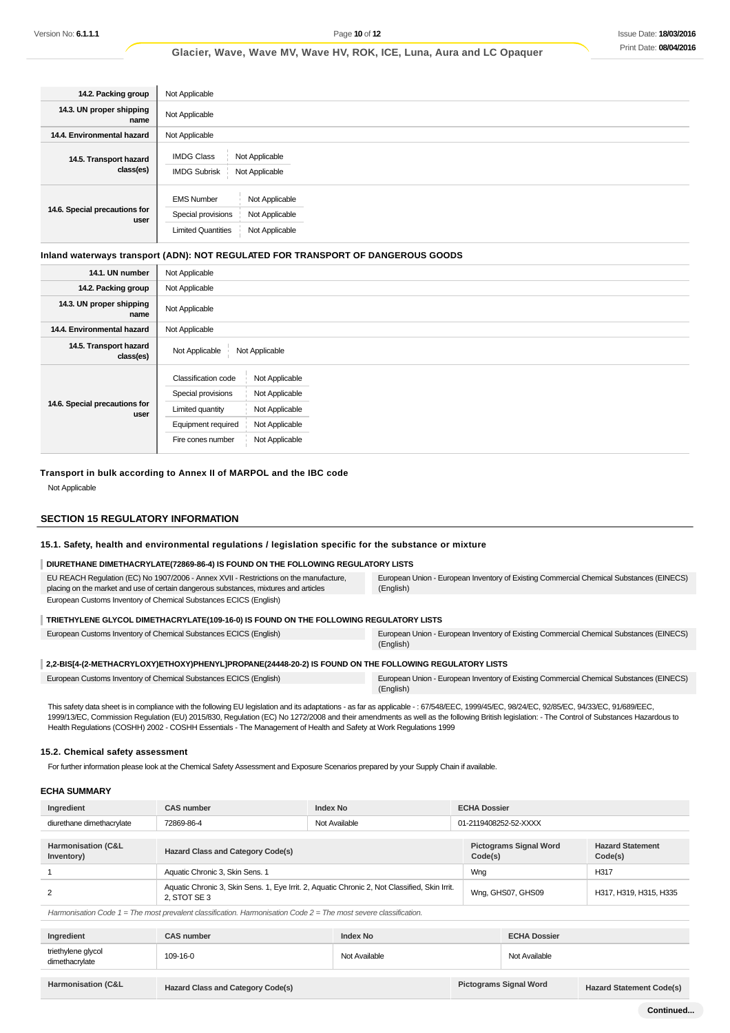| | |
|---|---|
| **14.2. Packing group** | Not Applicable |
| **14.3. UN proper shipping name** | Not Applicable |
| **14.4. Environmental hazard** | Not Applicable |
| **14.5. Transport hazard class(es)** | IMDG Class: Not Applicable<br>IMDG Subrisk: Not Applicable |
| **14.6. Special precautions for user** | EMS Number: Not Applicable<br>Special provisions: Not Applicable<br>Limited Quantities: Not Applicable |

**Inland waterways transport (ADN): NOT REGULATED FOR TRANSPORT OF DANGEROUS GOODS**

| | |
|---|---|
| **14.1. UN number** | Not Applicable |
| **14.2. Packing group** | Not Applicable |
| **14.3. UN proper shipping name** | Not Applicable |
| **14.4. Environmental hazard** | Not Applicable |
| **14.5. Transport hazard class(es)** | Not Applicable / Not Applicable |
| **14.6. Special precautions for user** | Classification code: Not Applicable<br>Special provisions: Not Applicable<br>Limited quantity: Not Applicable<br>Equipment required: Not Applicable<br>Fire cones number: Not Applicable |

**Transport in bulk according to Annex II of MARPOL and the IBC code**

Not Applicable

## SECTION 15 REGULATORY INFORMATION

### 15.1. Safety, health and environmental regulations / legislation specific for the substance or mixture

**DIURETHANE DIMETHACRYLATE(72869-86-4) IS FOUND ON THE FOLLOWING REGULATORY LISTS**

| | |
|---|---|
| EU REACH Regulation (EC) No 1907/2006 - Annex XVII - Restrictions on the manufacture, placing on the market and use of certain dangerous substances, mixtures and articles<br>European Customs Inventory of Chemical Substances ECICS (English) | European Union - European Inventory of Existing Commercial Chemical Substances (EINECS) (English) |

**TRIETHYLENE GLYCOL DIMETHACRYLATE(109-16-0) IS FOUND ON THE FOLLOWING REGULATORY LISTS**

| | |
|---|---|
| European Customs Inventory of Chemical Substances ECICS (English) | European Union - European Inventory of Existing Commercial Chemical Substances (EINECS) (English) |

**2,2-BIS[4-(2-METHACRYLOXY)ETHOXY)PHENYL]PROPANE(24448-20-2) IS FOUND ON THE FOLLOWING REGULATORY LISTS**

| | |
|---|---|
| European Customs Inventory of Chemical Substances ECICS (English) | European Union - European Inventory of Existing Commercial Chemical Substances (EINECS) (English) |

This safety data sheet is in compliance with the following EU legislation and its adaptations - as far as applicable - : 67/548/EEC, 1999/45/EC, 98/24/EC, 92/85/EC, 94/33/EC, 91/689/EEC, 1999/13/EC, Commission Regulation (EU) 2015/830, Regulation (EC) No 1272/2008 and their amendments as well as the following British legislation: - The Control of Substances Hazardous to Health Regulations (COSHH) 2002 - COSHH Essentials - The Management of Health and Safety at Work Regulations 1999

### 15.2. Chemical safety assessment

For further information please look at the Chemical Safety Assessment and Exposure Scenarios prepared by your Supply Chain if available.

### ECHA SUMMARY

| Ingredient | CAS number | Index No | ECHA Dossier |
|---|---|---|---|
| diurethane dimethacrylate | 72869-86-4 | Not Available | 01-2119408252-52-XXXX |

| Harmonisation (C&L Inventory) | Hazard Class and Category Code(s) | Pictograms Signal Word Code(s) | Hazard Statement Code(s) |
|---|---|---|---|
| 1 | Aquatic Chronic 3, Skin Sens. 1 | Wng | H317 |
| 2 | Aquatic Chronic 3, Skin Sens. 1, Eye Irrit. 2, Aquatic Chronic 2, Not Classified, Skin Irrit. 2, STOT SE 3 | Wng, GHS07, GHS09 | H317, H319, H315, H335 |

*Harmonisation Code 1 = The most prevalent classification. Harmonisation Code 2 = The most severe classification.*

| Ingredient | CAS number | Index No | ECHA Dossier |
|---|---|---|---|
| triethylene glycol dimethacrylate | 109-16-0 | Not Available | Not Available |

| Harmonisation (C&L | Hazard Class and Category Code(s) | Pictograms Signal Word | Hazard Statement Code(s) |
|---|---|---|---|

Continued...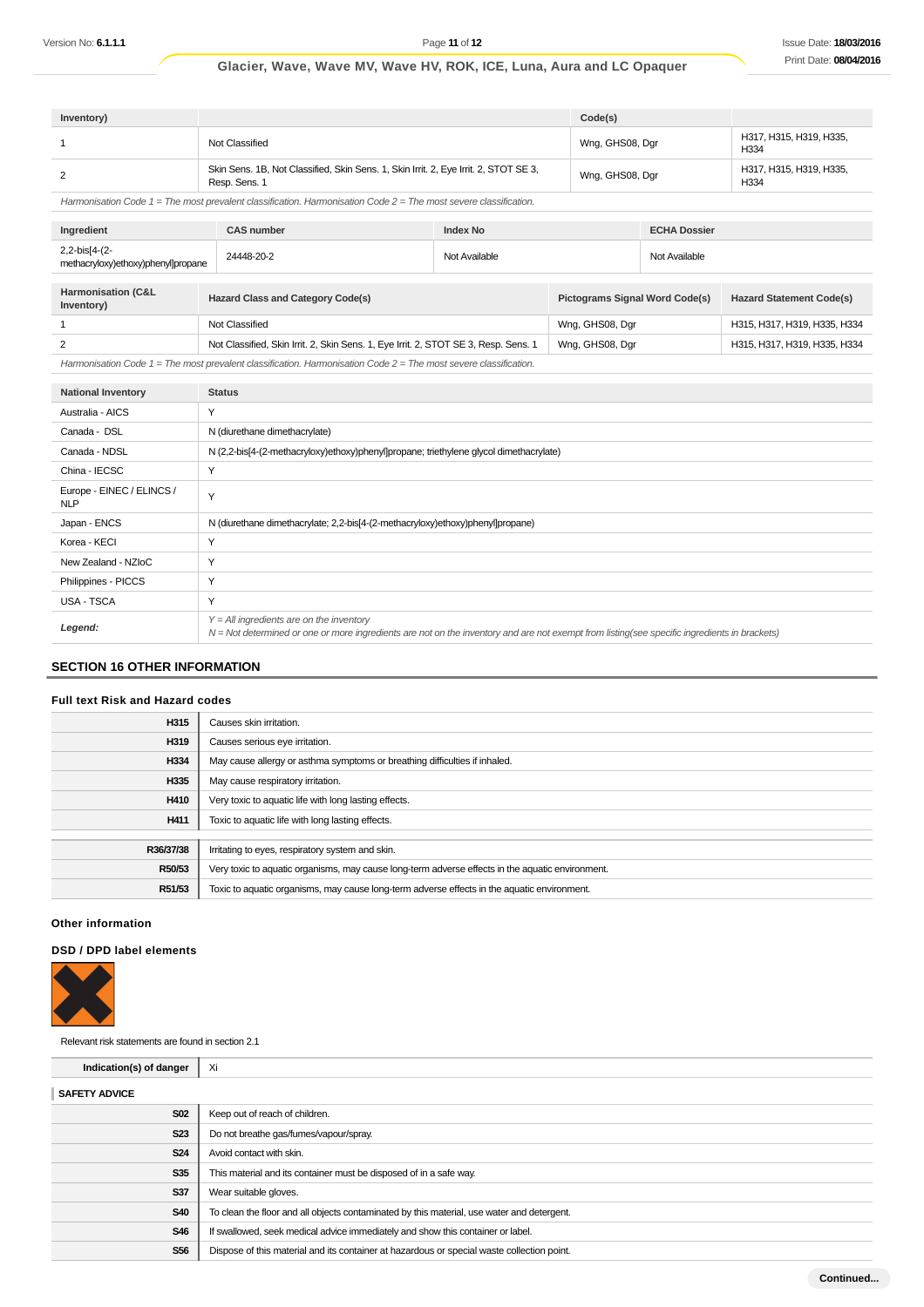| Inventory) | | Code(s) | |
|---|---|---|---|
| 1 | Not Classified | Wng, GHS08, Dgr | H317, H315, H319, H335, H334 |
| 2 | Skin Sens. 1B, Not Classified, Skin Sens. 1, Skin Irrit. 2, Eye Irrit. 2, STOT SE 3, Resp. Sens. 1 | Wng, GHS08, Dgr | H317, H315, H319, H335, H334 |

*Harmonisation Code 1 = The most prevalent classification. Harmonisation Code 2 = The most severe classification.*

| Ingredient | CAS number | Index No | ECHA Dossier |
|---|---|---|---|
| 2,2-bis[4-(2-methacryloxy)ethoxy)phenyl]propane | 24448-20-2 | Not Available | Not Available |

| Harmonisation (C&L Inventory) | Hazard Class and Category Code(s) | Pictograms Signal Word Code(s) | Hazard Statement Code(s) |
|---|---|---|---|
| 1 | Not Classified | Wng, GHS08, Dgr | H315, H317, H319, H335, H334 |
| 2 | Not Classified, Skin Irrit. 2, Skin Sens. 1, Eye Irrit. 2, STOT SE 3, Resp. Sens. 1 | Wng, GHS08, Dgr | H315, H317, H319, H335, H334 |

*Harmonisation Code 1 = The most prevalent classification. Harmonisation Code 2 = The most severe classification.*

| National Inventory | Status |
|---|---|
| Australia - AICS | Y |
| Canada - DSL | N (diurethane dimethacrylate) |
| Canada - NDSL | N (2,2-bis[4-(2-methacryloxy)ethoxy)phenyl]propane; triethylene glycol dimethacrylate) |
| China - IECSC | Y |
| Europe - EINEC / ELINCS / NLP | Y |
| Japan - ENCS | N (diurethane dimethacrylate; 2,2-bis[4-(2-methacryloxy)ethoxy)phenyl]propane) |
| Korea - KECI | Y |
| New Zealand - NZIoC | Y |
| Philippines - PICCS | Y |
| USA - TSCA | Y |
| ***Legend:*** | *Y = All ingredients are on the inventory*<br>*N = Not determined or one or more ingredients are not on the inventory and are not exempt from listing(see specific ingredients in brackets)* |

## SECTION 16 OTHER INFORMATION

### Full text Risk and Hazard codes

| | |
|---|---|
| H315 | Causes skin irritation. |
| H319 | Causes serious eye irritation. |
| H334 | May cause allergy or asthma symptoms or breathing difficulties if inhaled. |
| H335 | May cause respiratory irritation. |
| H410 | Very toxic to aquatic life with long lasting effects. |
| H411 | Toxic to aquatic life with long lasting effects. |

| | |
|---|---|
| R36/37/38 | Irritating to eyes, respiratory system and skin. |
| R50/53 | Very toxic to aquatic organisms, may cause long-term adverse effects in the aquatic environment. |
| R51/53 | Toxic to aquatic organisms, may cause long-term adverse effects in the aquatic environment. |

### Other information

### DSD / DPD label elements

Relevant risk statements are found in section 2.1

| Indication(s) of danger | Xi |
|---|---|

**SAFETY ADVICE**

| | |
|---|---|
| S02 | Keep out of reach of children. |
| S23 | Do not breathe gas/fumes/vapour/spray. |
| S24 | Avoid contact with skin. |
| S35 | This material and its container must be disposed of in a safe way. |
| S37 | Wear suitable gloves. |
| S40 | To clean the floor and all objects contaminated by this material, use water and detergent. |
| S46 | If swallowed, seek medical advice immediately and show this container or label. |
| S56 | Dispose of this material and its container at hazardous or special waste collection point. |

**Continued...**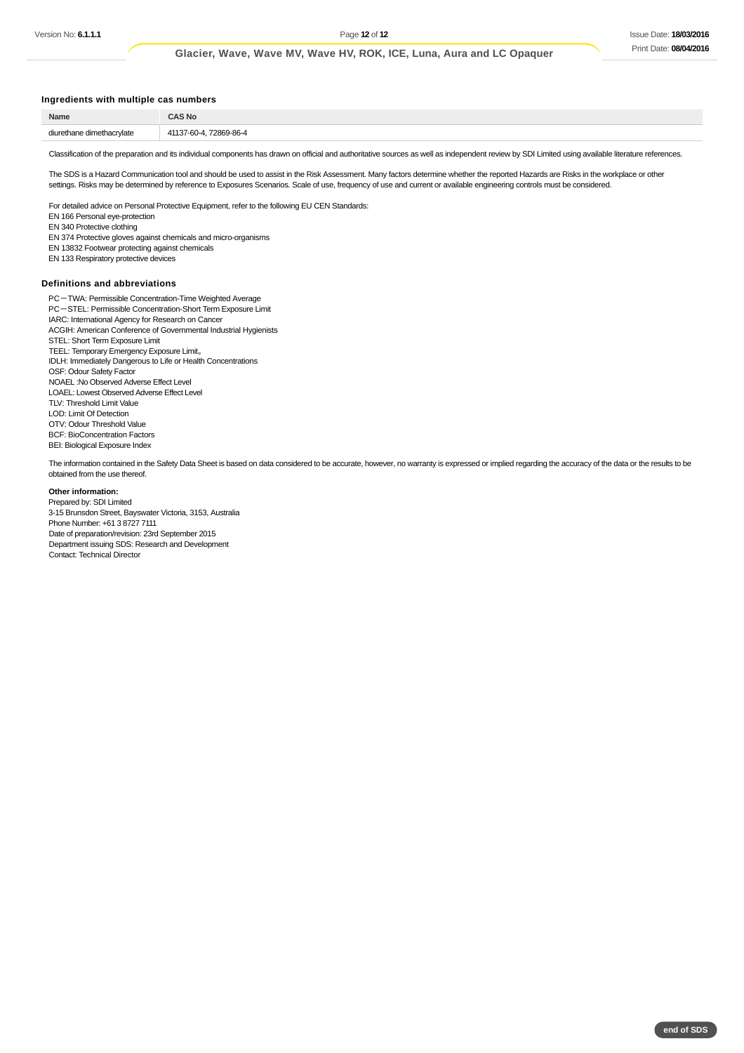### Ingredients with multiple cas numbers

| Name | CAS No |
| --- | --- |
| diurethane dimethacrylate | 41137-60-4, 72869-86-4 |

Classification of the preparation and its individual components has drawn on official and authoritative sources as well as independent review by SDI Limited using available literature references.

The SDS is a Hazard Communication tool and should be used to assist in the Risk Assessment. Many factors determine whether the reported Hazards are Risks in the workplace or other settings. Risks may be determined by reference to Exposures Scenarios. Scale of use, frequency of use and current or available engineering controls must be considered.

For detailed advice on Personal Protective Equipment, refer to the following EU CEN Standards:
EN 166 Personal eye-protection
EN 340 Protective clothing
EN 374 Protective gloves against chemicals and micro-organisms
EN 13832 Footwear protecting against chemicals
EN 133 Respiratory protective devices

### Definitions and abbreviations

PC－TWA: Permissible Concentration-Time Weighted Average
PC－STEL: Permissible Concentration-Short Term Exposure Limit
IARC: International Agency for Research on Cancer
ACGIH: American Conference of Governmental Industrial Hygienists
STEL: Short Term Exposure Limit
TEEL: Temporary Emergency Exposure Limit。
IDLH: Immediately Dangerous to Life or Health Concentrations
OSF: Odour Safety Factor
NOAEL :No Observed Adverse Effect Level
LOAEL: Lowest Observed Adverse Effect Level
TLV: Threshold Limit Value
LOD: Limit Of Detection
OTV: Odour Threshold Value
BCF: BioConcentration Factors
BEI: Biological Exposure Index

The information contained in the Safety Data Sheet is based on data considered to be accurate, however, no warranty is expressed or implied regarding the accuracy of the data or the results to be obtained from the use thereof.

**Other information:**
Prepared by: SDI Limited
3-15 Brunsdon Street, Bayswater Victoria, 3153, Australia
Phone Number: +61 3 8727 7111
Date of preparation/revision: 23rd September 2015
Department issuing SDS: Research and Development
Contact: Technical Director

end of SDS